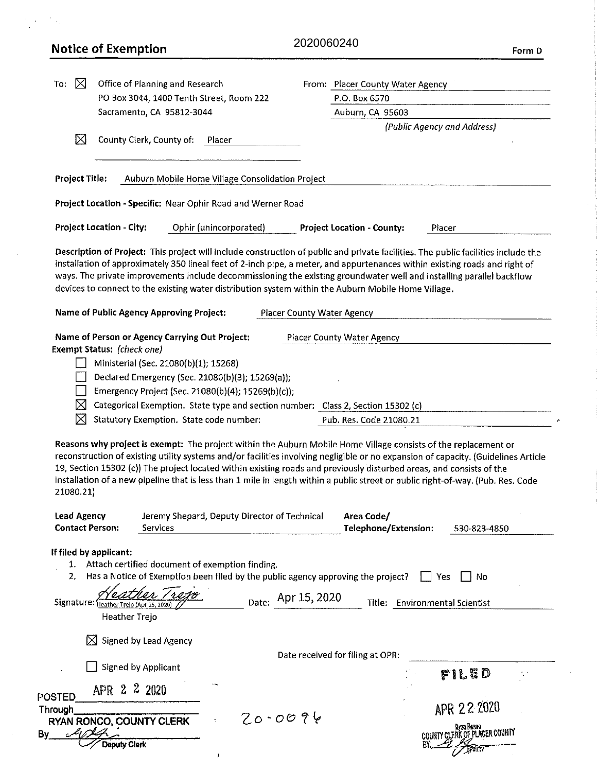# Notice of Exemption

2020060240

**Form D**

To: ☒ Office of Planning and Research
PO Box 3044, 1400 Tenth Street, Room 222
Sacramento, CA 95812-3044

☒ County Clerk, County of: Placer

From: Placer County Water Agency
P.O. Box 6570
Auburn, CA 95603
*(Public Agency and Address)*

**Project Title:** Auburn Mobile Home Village Consolidation Project

**Project Location - Specific:** Near Ophir Road and Werner Road

**Project Location - City:** Ophir (unincorporated) **Project Location - County:** Placer

**Description of Project:** This project will include construction of public and private facilities. The public facilities include the installation of approximately 350 lineal feet of 2-inch pipe, a meter, and appurtenances within existing roads and right of ways. The private improvements include decommissioning the existing groundwater well and installing parallel backflow devices to connect to the existing water distribution system within the Auburn Mobile Home Village.

**Name of Public Agency Approving Project:** Placer County Water Agency

**Name of Person or Agency Carrying Out Project:** Placer County Water Agency

**Exempt Status:** *(check one)*

- ☐ Ministerial (Sec. 21080(b)(1); 15268)
- ☐ Declared Emergency (Sec. 21080(b)(3); 15269(a));
- ☐ Emergency Project (Sec. 21080(b)(4); 15269(b)(c));
- ☒ Categorical Exemption. State type and section number: Class 2, Section 15302 (c)
- ☒ Statutory Exemption. State code number: Pub. Res. Code 21080.21

**Reasons why project is exempt:** The project within the Auburn Mobile Home Village consists of the replacement or reconstruction of existing utility systems and/or facilities involving negligible or no expansion of capacity. (Guidelines Article 19, Section 15302 (c)) The project located within existing roads and previously disturbed areas, and consists of the installation of a new pipeline that is less than 1 mile in length within a public street or public right-of-way. (Pub. Res. Code 21080.21)

**Lead Agency Contact Person:** Jeremy Shepard, Deputy Director of Technical Services **Area Code/ Telephone/Extension:** 530-823-4850

**If filed by applicant:**

1. Attach certified document of exemption finding.
2. Has a Notice of Exemption been filed by the public agency approving the project? ☐ Yes ☐ No

Signature: *Heather Trejo* (Heather Trejo (Apr 15, 2020)) Date: Apr 15, 2020 Title: Environmental Scientist

Heather Trejo

☒ Signed by Lead Agency

☐ Signed by Applicant

Date received for filing at OPR:

POSTED APR 2 2 2020
Through
RYAN RONCO, COUNTY CLERK
By [signature]
Deputy Clerk

20-0096

FILED
APR 22 2020
Ryan Ronco
COUNTY CLERK OF PLACER COUNTY
BY [signature] DEPUTY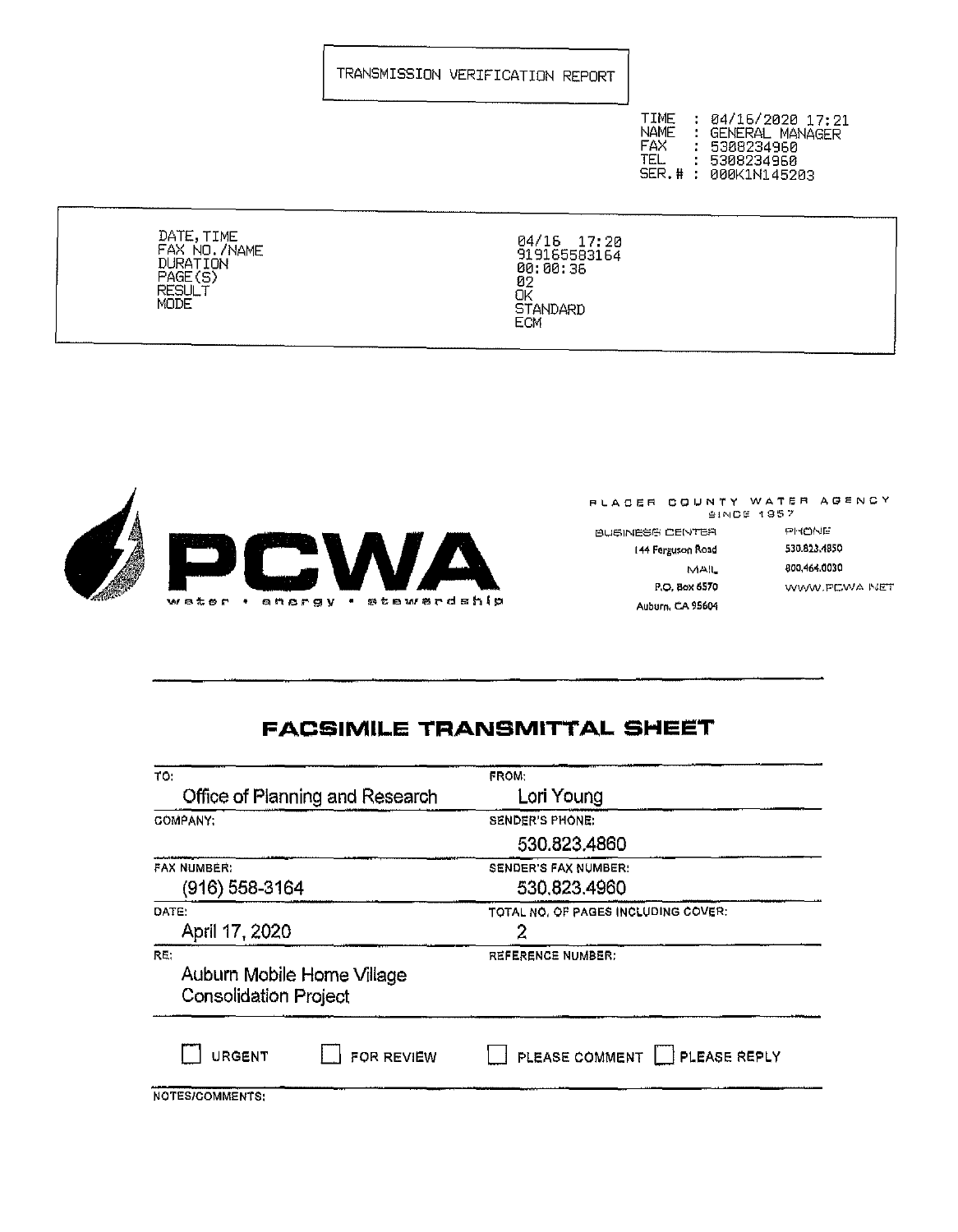TRANSMISSION VERIFICATION REPORT

TIME : 04/16/2020 17:21
NAME : GENERAL MANAGER
FAX : 5308234960
TEL : 5308234960
SER.# : 000K1N145203

| | |
|---|---|
| DATE, TIME | 04/16 17:20 |
| FAX NO./NAME | 919165583164 |
| DURATION | 00:00:36 |
| PAGE(S) | 02 |
| RESULT | OK |
| MODE | STANDARD ECM |

PCWA
water • energy • stewardship

PLACER COUNTY WATER AGENCY
SINCE 1957

BUSINESS CENTER
144 Ferguson Road
MAIL
P.O. Box 6570
Auburn, CA 95604

PHONE
530.823.4850
800.464.0030
WWW.PCWA.NET

# FACSIMILE TRANSMITTAL SHEET

| | |
|---|---|
| TO: Office of Planning and Research | FROM: Lori Young |
| COMPANY: | SENDER'S PHONE: 530.823.4860 |
| FAX NUMBER: (916) 558-3164 | SENDER'S FAX NUMBER: 530.823.4960 |
| DATE: April 17, 2020 | TOTAL NO. OF PAGES INCLUDING COVER: 2 |
| RE: Auburn Mobile Home Village Consolidation Project | REFERENCE NUMBER: |

☐ URGENT ☐ FOR REVIEW ☐ PLEASE COMMENT ☐ PLEASE REPLY

NOTES/COMMENTS: